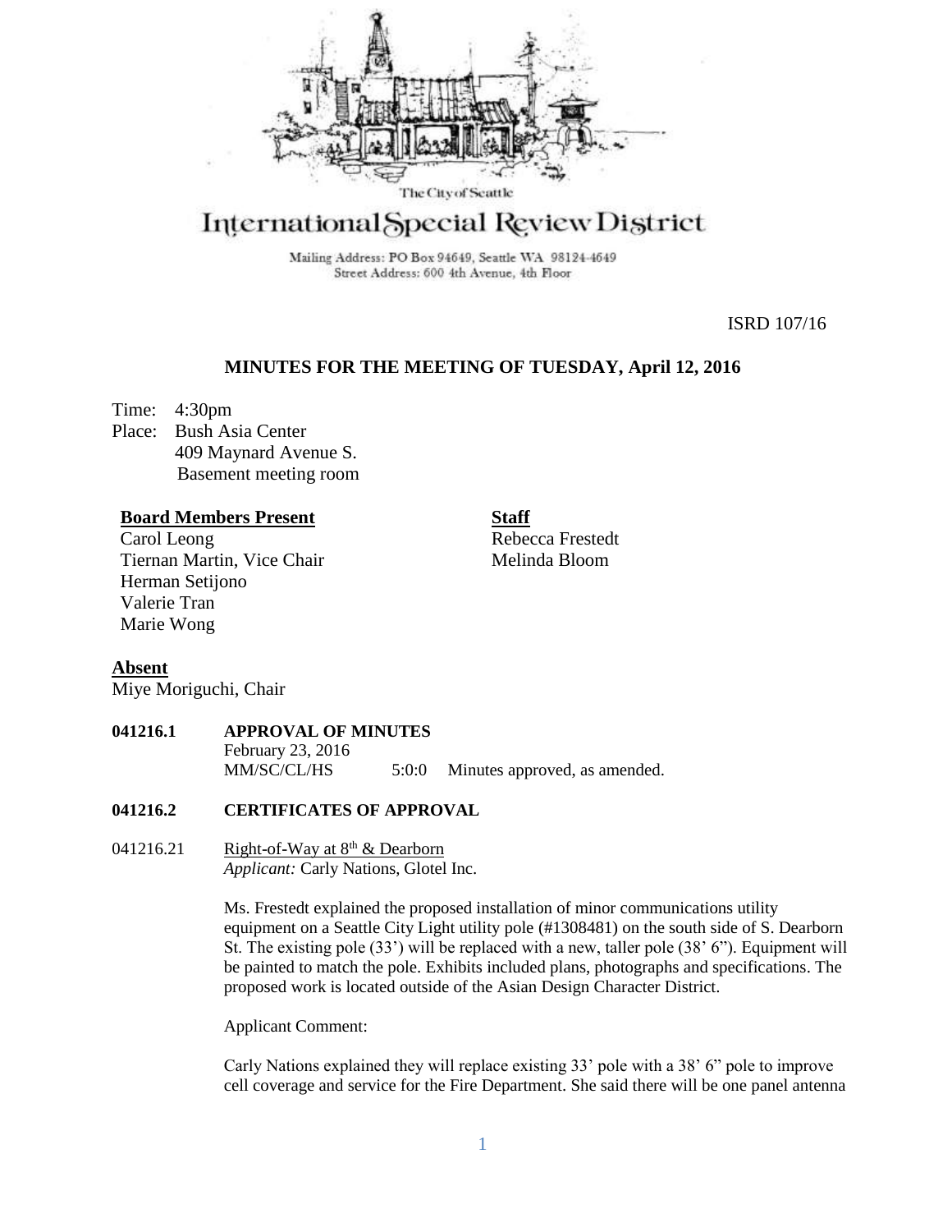The City of Seattle

# International Special Review District

Mailing Address: PO Box 94649, Seattle WA 98124-4649
Street Address: 600 4th Avenue, 4th Floor

ISRD 107/16

## MINUTES FOR THE MEETING OF TUESDAY, April 12, 2016

Time: 4:30pm
Place: Bush Asia Center
409 Maynard Avenue S.
Basement meeting room

**Board Members Present**
Carol Leong
Tiernan Martin, Vice Chair
Herman Setijono
Valerie Tran
Marie Wong

**Staff**
Rebecca Frestedt
Melinda Bloom

**Absent**
Miye Moriguchi, Chair

**041216.1 APPROVAL OF MINUTES**

February 23, 2016
MM/SC/CL/HS 5:0:0 Minutes approved, as amended.

**041216.2 CERTIFICATES OF APPROVAL**

041216.21 Right-of-Way at 8th & Dearborn
*Applicant:* Carly Nations, Glotel Inc.

Ms. Frestedt explained the proposed installation of minor communications utility equipment on a Seattle City Light utility pole (#1308481) on the south side of S. Dearborn St. The existing pole (33') will be replaced with a new, taller pole (38' 6"). Equipment will be painted to match the pole. Exhibits included plans, photographs and specifications. The proposed work is located outside of the Asian Design Character District.

Applicant Comment:

Carly Nations explained they will replace existing 33' pole with a 38' 6" pole to improve cell coverage and service for the Fire Department. She said there will be one panel antenna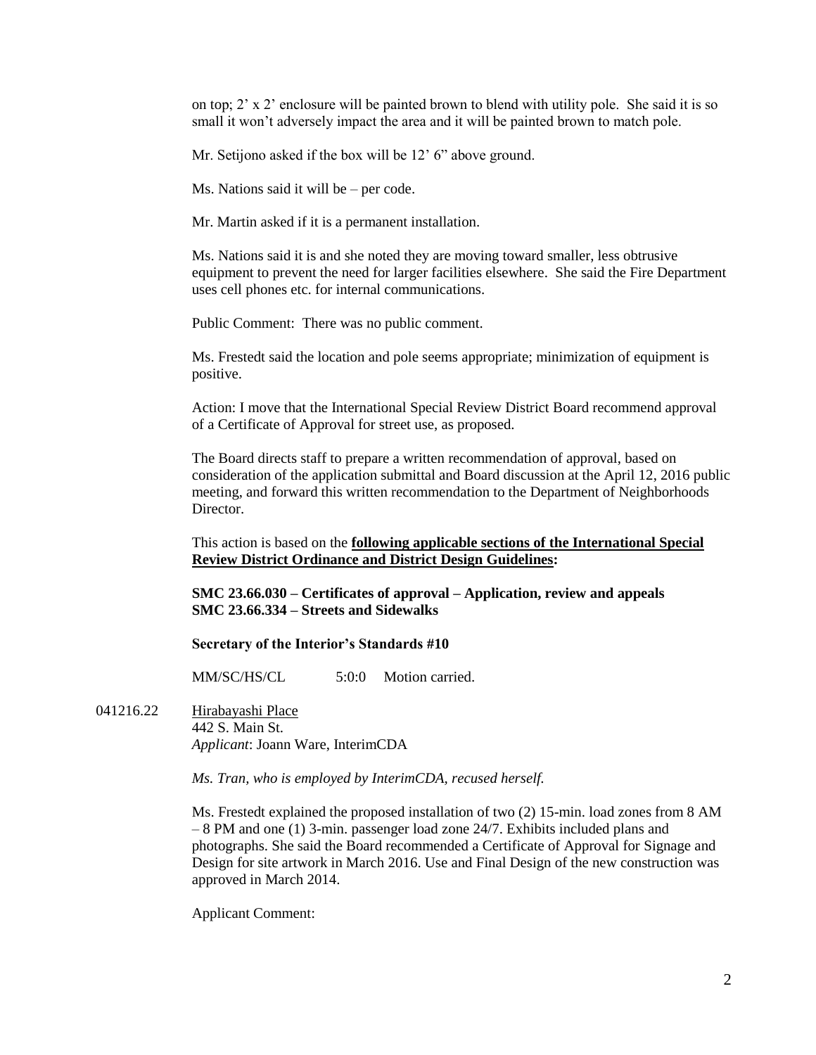on top; 2' x 2' enclosure will be painted brown to blend with utility pole. She said it is so small it won't adversely impact the area and it will be painted brown to match pole.

Mr. Setijono asked if the box will be 12' 6" above ground.

Ms. Nations said it will be – per code.

Mr. Martin asked if it is a permanent installation.

Ms. Nations said it is and she noted they are moving toward smaller, less obtrusive equipment to prevent the need for larger facilities elsewhere. She said the Fire Department uses cell phones etc. for internal communications.

Public Comment: There was no public comment.

Ms. Frestedt said the location and pole seems appropriate; minimization of equipment is positive.

Action: I move that the International Special Review District Board recommend approval of a Certificate of Approval for street use, as proposed.

The Board directs staff to prepare a written recommendation of approval, based on consideration of the application submittal and Board discussion at the April 12, 2016 public meeting, and forward this written recommendation to the Department of Neighborhoods Director.

This action is based on the **following applicable sections of the International Special Review District Ordinance and District Design Guidelines:**

**SMC 23.66.030 – Certificates of approval – Application, review and appeals**
**SMC 23.66.334 – Streets and Sidewalks**

**Secretary of the Interior's Standards #10**

MM/SC/HS/CL 5:0:0 Motion carried.

041216.22 Hirabayashi Place
442 S. Main St.
*Applicant*: Joann Ware, InterimCDA

*Ms. Tran, who is employed by InterimCDA, recused herself.*

Ms. Frestedt explained the proposed installation of two (2) 15-min. load zones from 8 AM – 8 PM and one (1) 3-min. passenger load zone 24/7. Exhibits included plans and photographs. She said the Board recommended a Certificate of Approval for Signage and Design for site artwork in March 2016. Use and Final Design of the new construction was approved in March 2014.

Applicant Comment: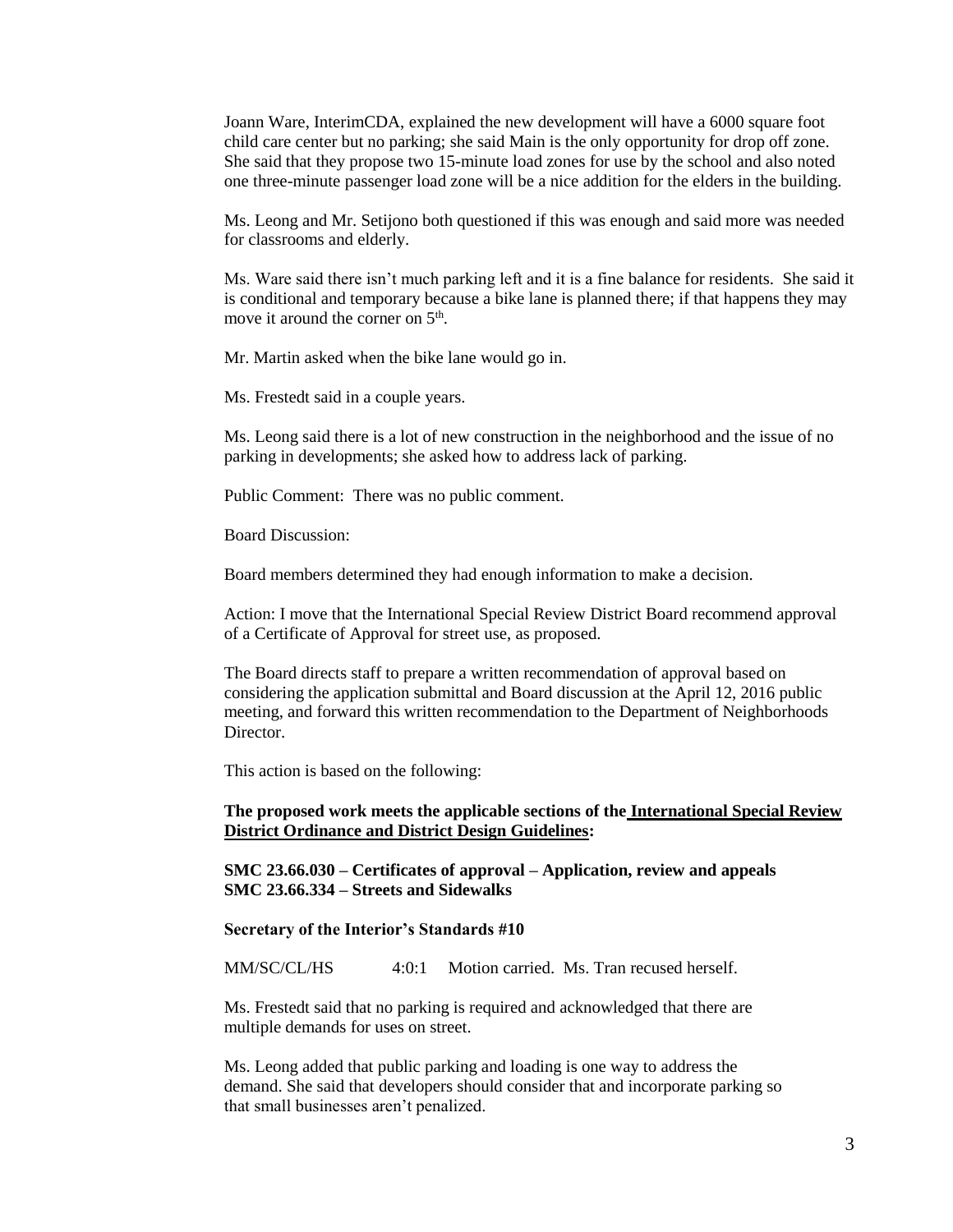Joann Ware, InterimCDA, explained the new development will have a 6000 square foot child care center but no parking; she said Main is the only opportunity for drop off zone. She said that they propose two 15-minute load zones for use by the school and also noted one three-minute passenger load zone will be a nice addition for the elders in the building.

Ms. Leong and Mr. Setijono both questioned if this was enough and said more was needed for classrooms and elderly.

Ms. Ware said there isn't much parking left and it is a fine balance for residents. She said it is conditional and temporary because a bike lane is planned there; if that happens they may move it around the corner on 5th.

Mr. Martin asked when the bike lane would go in.

Ms. Frestedt said in a couple years.

Ms. Leong said there is a lot of new construction in the neighborhood and the issue of no parking in developments; she asked how to address lack of parking.

Public Comment: There was no public comment.

Board Discussion:

Board members determined they had enough information to make a decision.

Action: I move that the International Special Review District Board recommend approval of a Certificate of Approval for street use, as proposed.

The Board directs staff to prepare a written recommendation of approval based on considering the application submittal and Board discussion at the April 12, 2016 public meeting, and forward this written recommendation to the Department of Neighborhoods Director.

This action is based on the following:

**The proposed work meets the applicable sections of the International Special Review District Ordinance and District Design Guidelines:**

**SMC 23.66.030 – Certificates of approval – Application, review and appeals**
**SMC 23.66.334 – Streets and Sidewalks**

**Secretary of the Interior's Standards #10**

MM/SC/CL/HS 4:0:1 Motion carried. Ms. Tran recused herself.

Ms. Frestedt said that no parking is required and acknowledged that there are multiple demands for uses on street.

Ms. Leong added that public parking and loading is one way to address the demand. She said that developers should consider that and incorporate parking so that small businesses aren't penalized.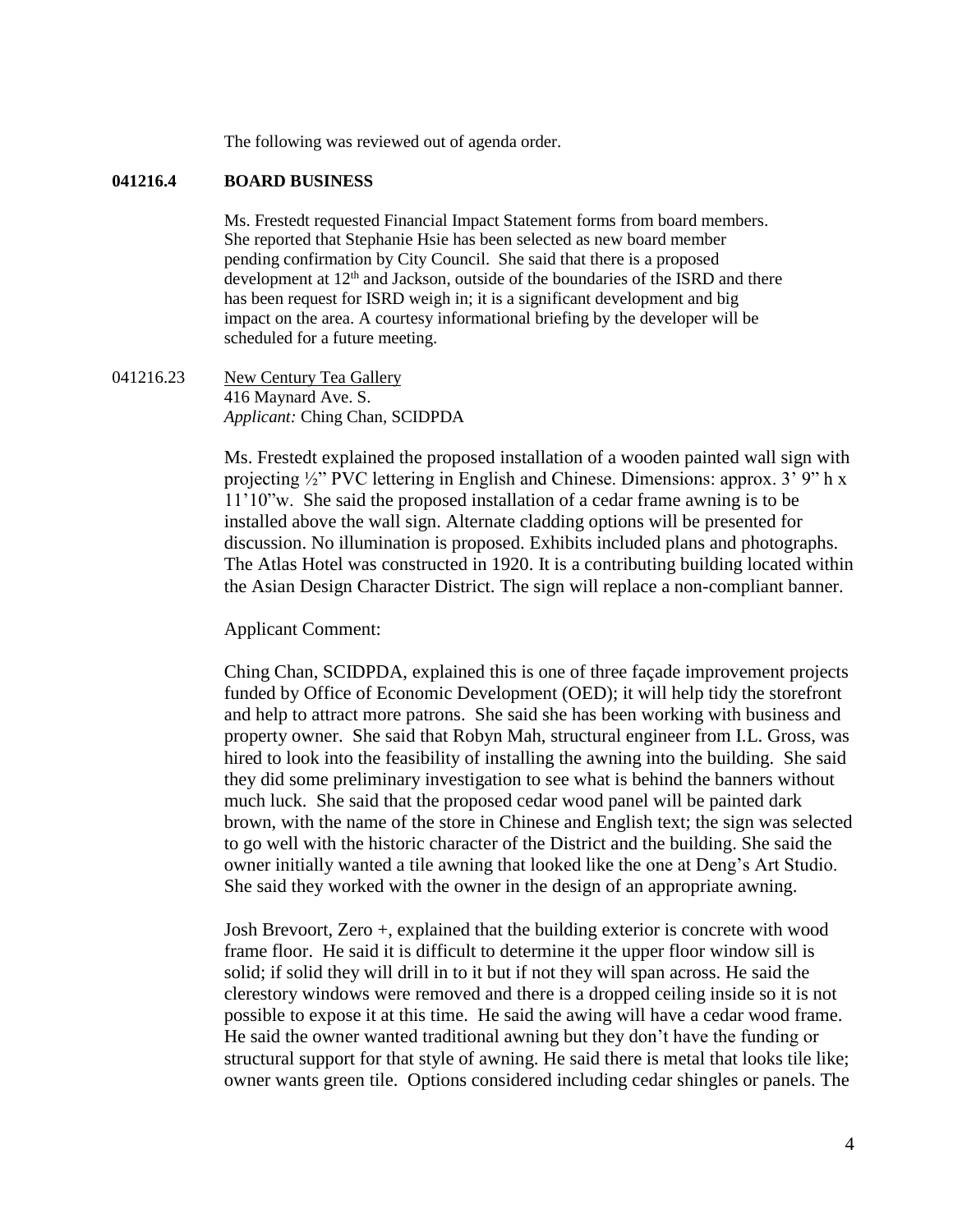The following was reviewed out of agenda order.

**041216.4 BOARD BUSINESS**

Ms. Frestedt requested Financial Impact Statement forms from board members. She reported that Stephanie Hsie has been selected as new board member pending confirmation by City Council. She said that there is a proposed development at 12th and Jackson, outside of the boundaries of the ISRD and there has been request for ISRD weigh in; it is a significant development and big impact on the area. A courtesy informational briefing by the developer will be scheduled for a future meeting.

041216.23 New Century Tea Gallery
416 Maynard Ave. S.
*Applicant:* Ching Chan, SCIDPDA

Ms. Frestedt explained the proposed installation of a wooden painted wall sign with projecting ½" PVC lettering in English and Chinese. Dimensions: approx. 3' 9" h x 11'10"w. She said the proposed installation of a cedar frame awning is to be installed above the wall sign. Alternate cladding options will be presented for discussion. No illumination is proposed. Exhibits included plans and photographs. The Atlas Hotel was constructed in 1920. It is a contributing building located within the Asian Design Character District. The sign will replace a non-compliant banner.

Applicant Comment:

Ching Chan, SCIDPDA, explained this is one of three façade improvement projects funded by Office of Economic Development (OED); it will help tidy the storefront and help to attract more patrons. She said she has been working with business and property owner. She said that Robyn Mah, structural engineer from I.L. Gross, was hired to look into the feasibility of installing the awning into the building. She said they did some preliminary investigation to see what is behind the banners without much luck. She said that the proposed cedar wood panel will be painted dark brown, with the name of the store in Chinese and English text; the sign was selected to go well with the historic character of the District and the building. She said the owner initially wanted a tile awning that looked like the one at Deng's Art Studio. She said they worked with the owner in the design of an appropriate awning.

Josh Brevoort, Zero +, explained that the building exterior is concrete with wood frame floor. He said it is difficult to determine it the upper floor window sill is solid; if solid they will drill in to it but if not they will span across. He said the clerestory windows were removed and there is a dropped ceiling inside so it is not possible to expose it at this time. He said the awing will have a cedar wood frame. He said the owner wanted traditional awning but they don't have the funding or structural support for that style of awning. He said there is metal that looks tile like; owner wants green tile. Options considered including cedar shingles or panels. The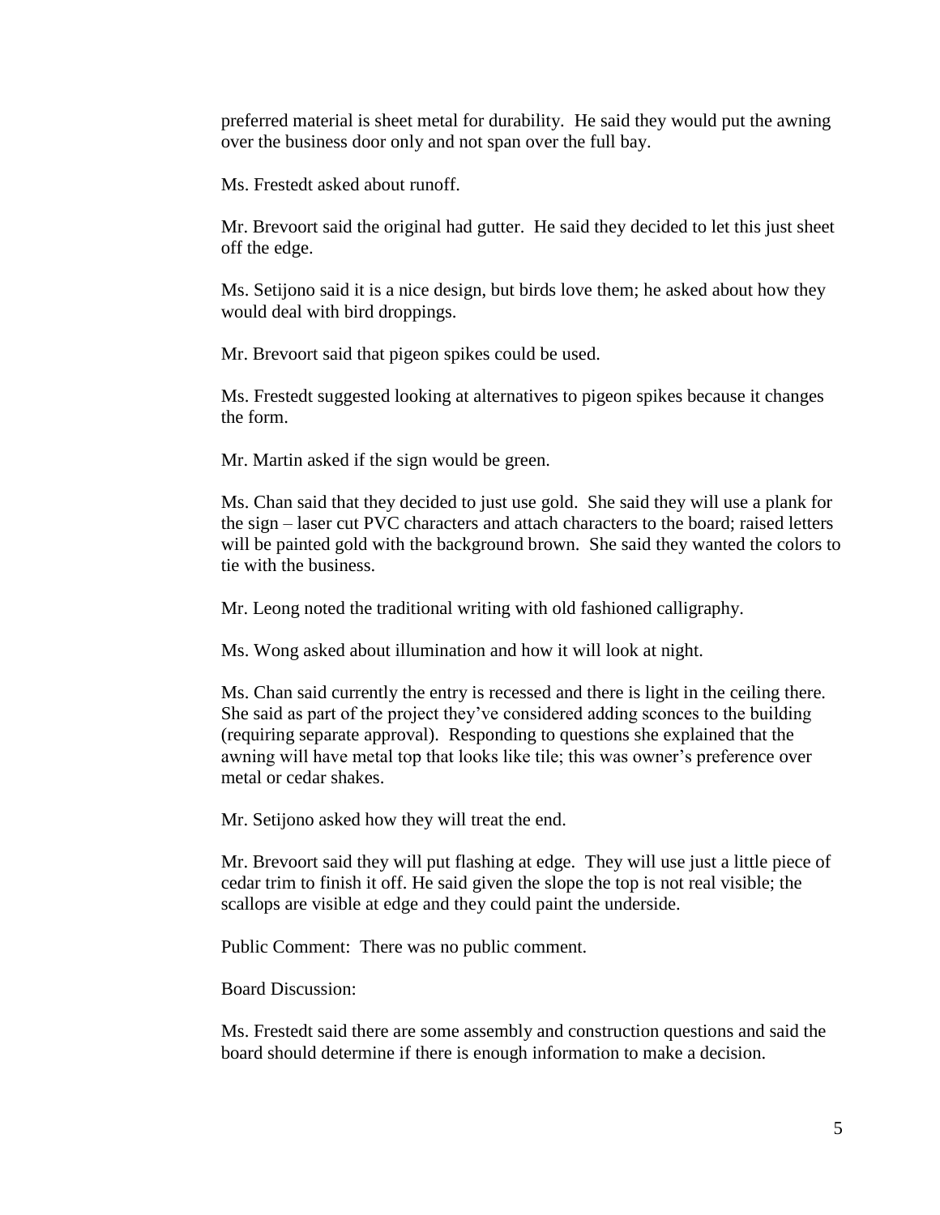preferred material is sheet metal for durability. He said they would put the awning over the business door only and not span over the full bay.

Ms. Frestedt asked about runoff.

Mr. Brevoort said the original had gutter. He said they decided to let this just sheet off the edge.

Ms. Setijono said it is a nice design, but birds love them; he asked about how they would deal with bird droppings.

Mr. Brevoort said that pigeon spikes could be used.

Ms. Frestedt suggested looking at alternatives to pigeon spikes because it changes the form.

Mr. Martin asked if the sign would be green.

Ms. Chan said that they decided to just use gold. She said they will use a plank for the sign – laser cut PVC characters and attach characters to the board; raised letters will be painted gold with the background brown. She said they wanted the colors to tie with the business.

Mr. Leong noted the traditional writing with old fashioned calligraphy.

Ms. Wong asked about illumination and how it will look at night.

Ms. Chan said currently the entry is recessed and there is light in the ceiling there. She said as part of the project they've considered adding sconces to the building (requiring separate approval). Responding to questions she explained that the awning will have metal top that looks like tile; this was owner's preference over metal or cedar shakes.

Mr. Setijono asked how they will treat the end.

Mr. Brevoort said they will put flashing at edge. They will use just a little piece of cedar trim to finish it off. He said given the slope the top is not real visible; the scallops are visible at edge and they could paint the underside.

Public Comment: There was no public comment.

Board Discussion:

Ms. Frestedt said there are some assembly and construction questions and said the board should determine if there is enough information to make a decision.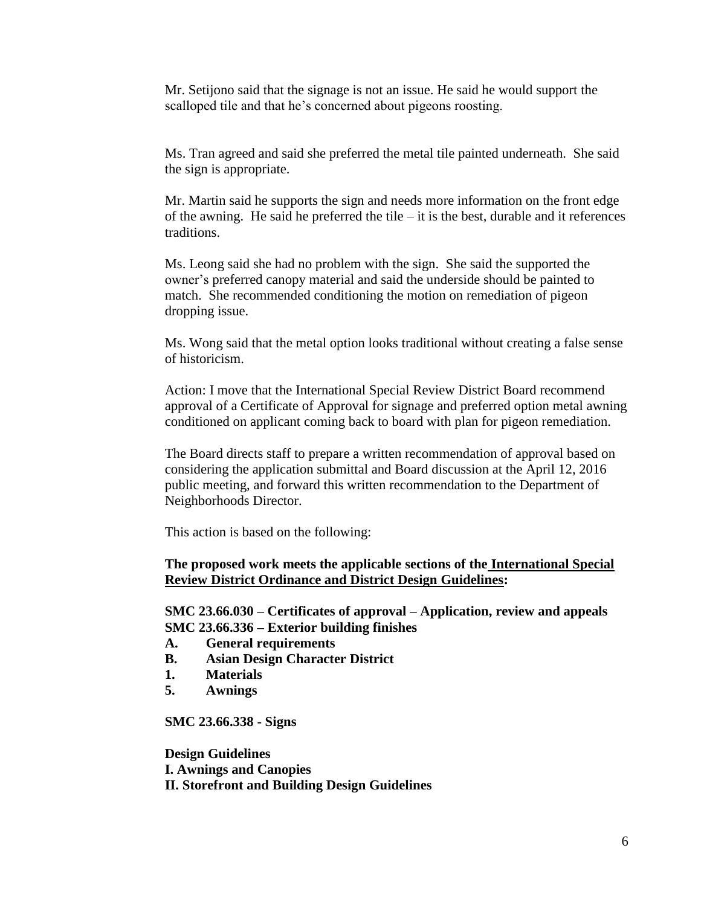Mr. Setijono said that the signage is not an issue. He said he would support the scalloped tile and that he's concerned about pigeons roosting.

Ms. Tran agreed and said she preferred the metal tile painted underneath. She said the sign is appropriate.

Mr. Martin said he supports the sign and needs more information on the front edge of the awning. He said he preferred the tile – it is the best, durable and it references traditions.

Ms. Leong said she had no problem with the sign. She said the supported the owner's preferred canopy material and said the underside should be painted to match. She recommended conditioning the motion on remediation of pigeon dropping issue.

Ms. Wong said that the metal option looks traditional without creating a false sense of historicism.

Action: I move that the International Special Review District Board recommend approval of a Certificate of Approval for signage and preferred option metal awning conditioned on applicant coming back to board with plan for pigeon remediation.

The Board directs staff to prepare a written recommendation of approval based on considering the application submittal and Board discussion at the April 12, 2016 public meeting, and forward this written recommendation to the Department of Neighborhoods Director.

This action is based on the following:

**The proposed work meets the applicable sections of the <u>International Special Review District Ordinance and District Design Guidelines</u>:**

**SMC 23.66.030 – Certificates of approval – Application, review and appeals**
**SMC 23.66.336 – Exterior building finishes**

**A. General requirements**
**B. Asian Design Character District**
**1. Materials**
**5. Awnings**

**SMC 23.66.338 - Signs**

**Design Guidelines**
**I. Awnings and Canopies**
**II. Storefront and Building Design Guidelines**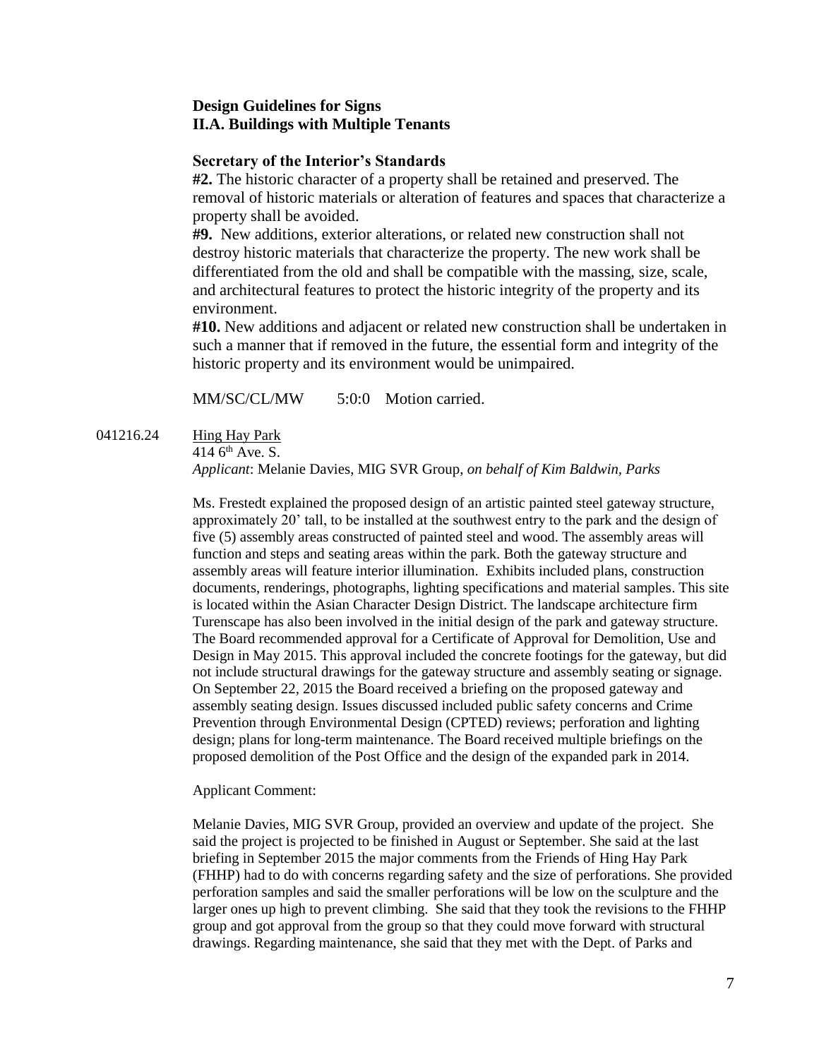**Design Guidelines for Signs**
**II.A. Buildings with Multiple Tenants**

**Secretary of the Interior's Standards**

**#2.** The historic character of a property shall be retained and preserved. The removal of historic materials or alteration of features and spaces that characterize a property shall be avoided.

**#9.** New additions, exterior alterations, or related new construction shall not destroy historic materials that characterize the property. The new work shall be differentiated from the old and shall be compatible with the massing, size, scale, and architectural features to protect the historic integrity of the property and its environment.

**#10.** New additions and adjacent or related new construction shall be undertaken in such a manner that if removed in the future, the essential form and integrity of the historic property and its environment would be unimpaired.

MM/SC/CL/MW 5:0:0 Motion carried.

041216.24 Hing Hay Park
414 6th Ave. S.
*Applicant*: Melanie Davies, MIG SVR Group, *on behalf of Kim Baldwin, Parks*

Ms. Frestedt explained the proposed design of an artistic painted steel gateway structure, approximately 20' tall, to be installed at the southwest entry to the park and the design of five (5) assembly areas constructed of painted steel and wood. The assembly areas will function and steps and seating areas within the park. Both the gateway structure and assembly areas will feature interior illumination. Exhibits included plans, construction documents, renderings, photographs, lighting specifications and material samples. This site is located within the Asian Character Design District. The landscape architecture firm Turenscape has also been involved in the initial design of the park and gateway structure. The Board recommended approval for a Certificate of Approval for Demolition, Use and Design in May 2015. This approval included the concrete footings for the gateway, but did not include structural drawings for the gateway structure and assembly seating or signage. On September 22, 2015 the Board received a briefing on the proposed gateway and assembly seating design. Issues discussed included public safety concerns and Crime Prevention through Environmental Design (CPTED) reviews; perforation and lighting design; plans for long-term maintenance. The Board received multiple briefings on the proposed demolition of the Post Office and the design of the expanded park in 2014.

Applicant Comment:

Melanie Davies, MIG SVR Group, provided an overview and update of the project. She said the project is projected to be finished in August or September. She said at the last briefing in September 2015 the major comments from the Friends of Hing Hay Park (FHHP) had to do with concerns regarding safety and the size of perforations. She provided perforation samples and said the smaller perforations will be low on the sculpture and the larger ones up high to prevent climbing. She said that they took the revisions to the FHHP group and got approval from the group so that they could move forward with structural drawings. Regarding maintenance, she said that they met with the Dept. of Parks and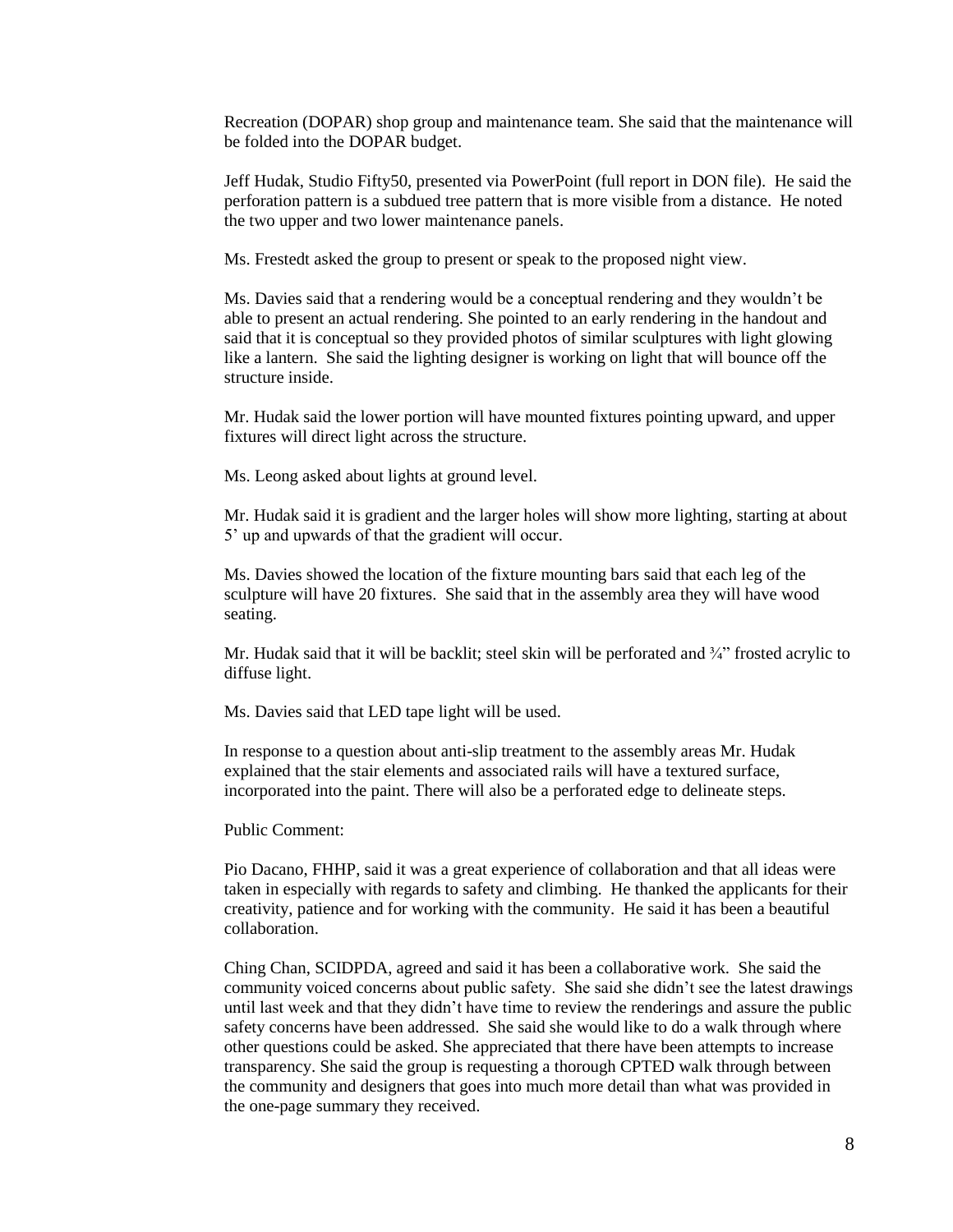Recreation (DOPAR) shop group and maintenance team. She said that the maintenance will be folded into the DOPAR budget.

Jeff Hudak, Studio Fifty50, presented via PowerPoint (full report in DON file). He said the perforation pattern is a subdued tree pattern that is more visible from a distance. He noted the two upper and two lower maintenance panels.

Ms. Frestedt asked the group to present or speak to the proposed night view.

Ms. Davies said that a rendering would be a conceptual rendering and they wouldn't be able to present an actual rendering. She pointed to an early rendering in the handout and said that it is conceptual so they provided photos of similar sculptures with light glowing like a lantern. She said the lighting designer is working on light that will bounce off the structure inside.

Mr. Hudak said the lower portion will have mounted fixtures pointing upward, and upper fixtures will direct light across the structure.

Ms. Leong asked about lights at ground level.

Mr. Hudak said it is gradient and the larger holes will show more lighting, starting at about 5' up and upwards of that the gradient will occur.

Ms. Davies showed the location of the fixture mounting bars said that each leg of the sculpture will have 20 fixtures. She said that in the assembly area they will have wood seating.

Mr. Hudak said that it will be backlit; steel skin will be perforated and ¾" frosted acrylic to diffuse light.

Ms. Davies said that LED tape light will be used.

In response to a question about anti-slip treatment to the assembly areas Mr. Hudak explained that the stair elements and associated rails will have a textured surface, incorporated into the paint. There will also be a perforated edge to delineate steps.

Public Comment:

Pio Dacano, FHHP, said it was a great experience of collaboration and that all ideas were taken in especially with regards to safety and climbing. He thanked the applicants for their creativity, patience and for working with the community. He said it has been a beautiful collaboration.

Ching Chan, SCIDPDA, agreed and said it has been a collaborative work. She said the community voiced concerns about public safety. She said she didn't see the latest drawings until last week and that they didn't have time to review the renderings and assure the public safety concerns have been addressed. She said she would like to do a walk through where other questions could be asked. She appreciated that there have been attempts to increase transparency. She said the group is requesting a thorough CPTED walk through between the community and designers that goes into much more detail than what was provided in the one-page summary they received.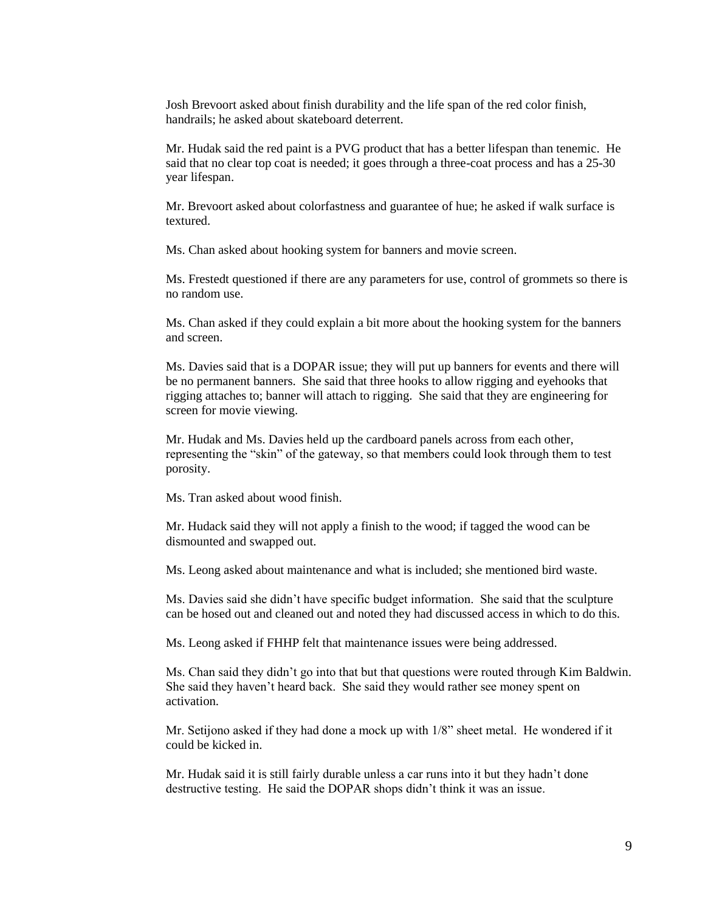Josh Brevoort asked about finish durability and the life span of the red color finish, handrails; he asked about skateboard deterrent.

Mr. Hudak said the red paint is a PVG product that has a better lifespan than tenemic. He said that no clear top coat is needed; it goes through a three-coat process and has a 25-30 year lifespan.

Mr. Brevoort asked about colorfastness and guarantee of hue; he asked if walk surface is textured.

Ms. Chan asked about hooking system for banners and movie screen.

Ms. Frestedt questioned if there are any parameters for use, control of grommets so there is no random use.

Ms. Chan asked if they could explain a bit more about the hooking system for the banners and screen.

Ms. Davies said that is a DOPAR issue; they will put up banners for events and there will be no permanent banners. She said that three hooks to allow rigging and eyehooks that rigging attaches to; banner will attach to rigging. She said that they are engineering for screen for movie viewing.

Mr. Hudak and Ms. Davies held up the cardboard panels across from each other, representing the "skin" of the gateway, so that members could look through them to test porosity.

Ms. Tran asked about wood finish.

Mr. Hudack said they will not apply a finish to the wood; if tagged the wood can be dismounted and swapped out.

Ms. Leong asked about maintenance and what is included; she mentioned bird waste.

Ms. Davies said she didn't have specific budget information. She said that the sculpture can be hosed out and cleaned out and noted they had discussed access in which to do this.

Ms. Leong asked if FHHP felt that maintenance issues were being addressed.

Ms. Chan said they didn't go into that but that questions were routed through Kim Baldwin. She said they haven't heard back. She said they would rather see money spent on activation.

Mr. Setijono asked if they had done a mock up with 1/8" sheet metal. He wondered if it could be kicked in.

Mr. Hudak said it is still fairly durable unless a car runs into it but they hadn't done destructive testing. He said the DOPAR shops didn't think it was an issue.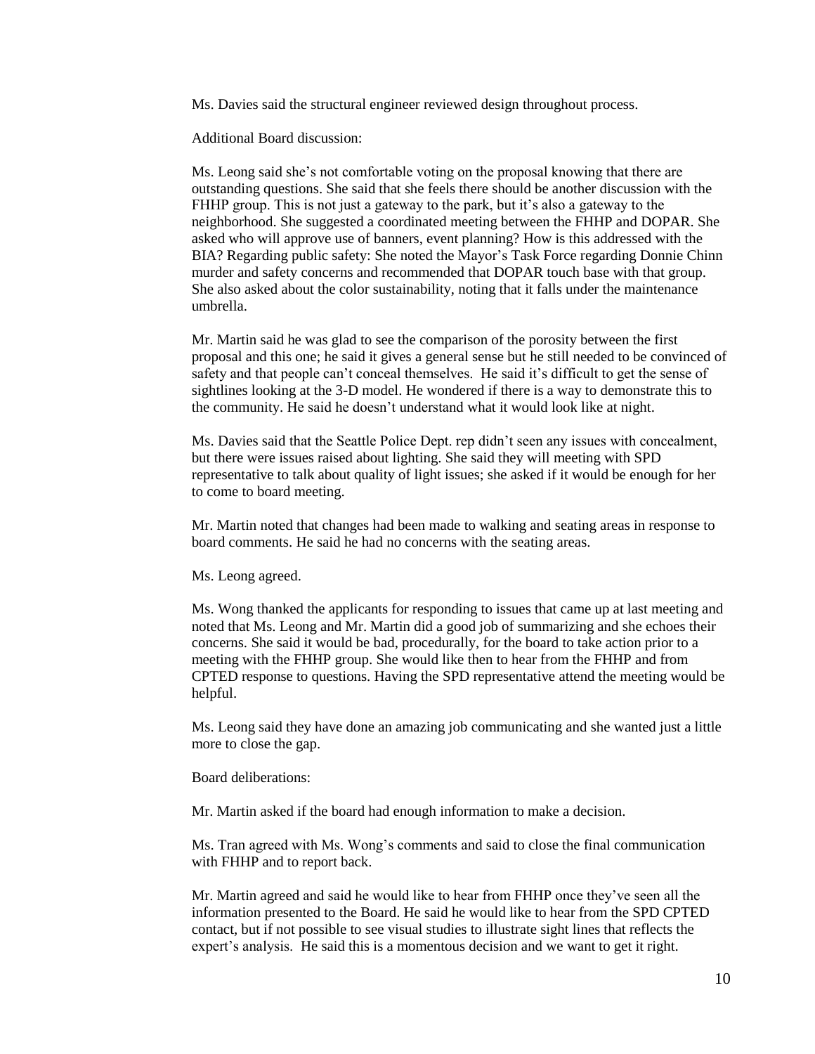Ms. Davies said the structural engineer reviewed design throughout process.

Additional Board discussion:

Ms. Leong said she's not comfortable voting on the proposal knowing that there are outstanding questions. She said that she feels there should be another discussion with the FHHP group. This is not just a gateway to the park, but it's also a gateway to the neighborhood. She suggested a coordinated meeting between the FHHP and DOPAR. She asked who will approve use of banners, event planning? How is this addressed with the BIA? Regarding public safety: She noted the Mayor's Task Force regarding Donnie Chinn murder and safety concerns and recommended that DOPAR touch base with that group. She also asked about the color sustainability, noting that it falls under the maintenance umbrella.

Mr. Martin said he was glad to see the comparison of the porosity between the first proposal and this one; he said it gives a general sense but he still needed to be convinced of safety and that people can't conceal themselves. He said it's difficult to get the sense of sightlines looking at the 3-D model. He wondered if there is a way to demonstrate this to the community. He said he doesn't understand what it would look like at night.

Ms. Davies said that the Seattle Police Dept. rep didn't seen any issues with concealment, but there were issues raised about lighting. She said they will meeting with SPD representative to talk about quality of light issues; she asked if it would be enough for her to come to board meeting.

Mr. Martin noted that changes had been made to walking and seating areas in response to board comments. He said he had no concerns with the seating areas.

Ms. Leong agreed.

Ms. Wong thanked the applicants for responding to issues that came up at last meeting and noted that Ms. Leong and Mr. Martin did a good job of summarizing and she echoes their concerns. She said it would be bad, procedurally, for the board to take action prior to a meeting with the FHHP group. She would like then to hear from the FHHP and from CPTED response to questions. Having the SPD representative attend the meeting would be helpful.

Ms. Leong said they have done an amazing job communicating and she wanted just a little more to close the gap.

Board deliberations:

Mr. Martin asked if the board had enough information to make a decision.

Ms. Tran agreed with Ms. Wong's comments and said to close the final communication with FHHP and to report back.

Mr. Martin agreed and said he would like to hear from FHHP once they've seen all the information presented to the Board. He said he would like to hear from the SPD CPTED contact, but if not possible to see visual studies to illustrate sight lines that reflects the expert's analysis. He said this is a momentous decision and we want to get it right.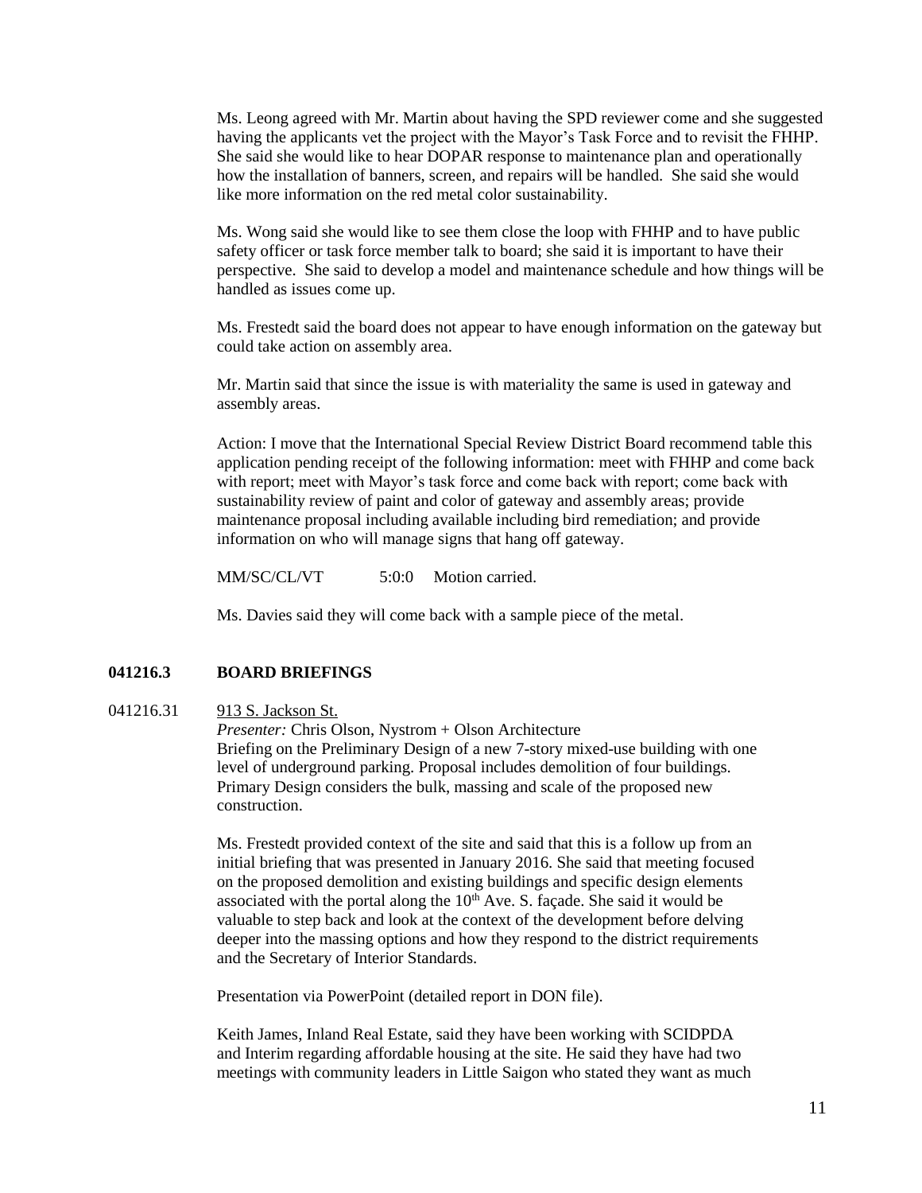Ms. Leong agreed with Mr. Martin about having the SPD reviewer come and she suggested having the applicants vet the project with the Mayor's Task Force and to revisit the FHHP. She said she would like to hear DOPAR response to maintenance plan and operationally how the installation of banners, screen, and repairs will be handled. She said she would like more information on the red metal color sustainability.

Ms. Wong said she would like to see them close the loop with FHHP and to have public safety officer or task force member talk to board; she said it is important to have their perspective. She said to develop a model and maintenance schedule and how things will be handled as issues come up.

Ms. Frestedt said the board does not appear to have enough information on the gateway but could take action on assembly area.

Mr. Martin said that since the issue is with materiality the same is used in gateway and assembly areas.

Action: I move that the International Special Review District Board recommend table this application pending receipt of the following information: meet with FHHP and come back with report; meet with Mayor's task force and come back with report; come back with sustainability review of paint and color of gateway and assembly areas; provide maintenance proposal including available including bird remediation; and provide information on who will manage signs that hang off gateway.

MM/SC/CL/VT 5:0:0 Motion carried.

Ms. Davies said they will come back with a sample piece of the metal.

**041216.3 BOARD BRIEFINGS**

041216.31 913 S. Jackson St.

*Presenter:* Chris Olson, Nystrom + Olson Architecture

Briefing on the Preliminary Design of a new 7-story mixed-use building with one level of underground parking. Proposal includes demolition of four buildings. Primary Design considers the bulk, massing and scale of the proposed new construction.

Ms. Frestedt provided context of the site and said that this is a follow up from an initial briefing that was presented in January 2016. She said that meeting focused on the proposed demolition and existing buildings and specific design elements associated with the portal along the 10th Ave. S. façade. She said it would be valuable to step back and look at the context of the development before delving deeper into the massing options and how they respond to the district requirements and the Secretary of Interior Standards.

Presentation via PowerPoint (detailed report in DON file).

Keith James, Inland Real Estate, said they have been working with SCIDPDA and Interim regarding affordable housing at the site. He said they have had two meetings with community leaders in Little Saigon who stated they want as much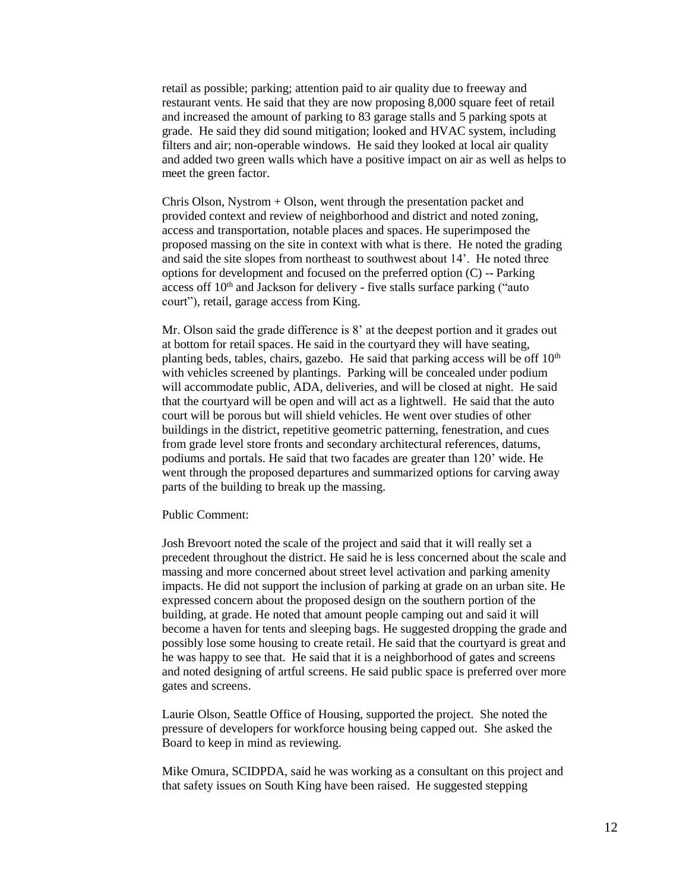retail as possible; parking; attention paid to air quality due to freeway and restaurant vents. He said that they are now proposing 8,000 square feet of retail and increased the amount of parking to 83 garage stalls and 5 parking spots at grade. He said they did sound mitigation; looked and HVAC system, including filters and air; non-operable windows. He said they looked at local air quality and added two green walls which have a positive impact on air as well as helps to meet the green factor.

Chris Olson, Nystrom + Olson, went through the presentation packet and provided context and review of neighborhood and district and noted zoning, access and transportation, notable places and spaces. He superimposed the proposed massing on the site in context with what is there. He noted the grading and said the site slopes from northeast to southwest about 14'. He noted three options for development and focused on the preferred option (C) -- Parking access off 10th and Jackson for delivery - five stalls surface parking ("auto court"), retail, garage access from King.

Mr. Olson said the grade difference is 8' at the deepest portion and it grades out at bottom for retail spaces. He said in the courtyard they will have seating, planting beds, tables, chairs, gazebo. He said that parking access will be off 10th with vehicles screened by plantings. Parking will be concealed under podium will accommodate public, ADA, deliveries, and will be closed at night. He said that the courtyard will be open and will act as a lightwell. He said that the auto court will be porous but will shield vehicles. He went over studies of other buildings in the district, repetitive geometric patterning, fenestration, and cues from grade level store fronts and secondary architectural references, datums, podiums and portals. He said that two facades are greater than 120' wide. He went through the proposed departures and summarized options for carving away parts of the building to break up the massing.

Public Comment:

Josh Brevoort noted the scale of the project and said that it will really set a precedent throughout the district. He said he is less concerned about the scale and massing and more concerned about street level activation and parking amenity impacts. He did not support the inclusion of parking at grade on an urban site. He expressed concern about the proposed design on the southern portion of the building, at grade. He noted that amount people camping out and said it will become a haven for tents and sleeping bags. He suggested dropping the grade and possibly lose some housing to create retail. He said that the courtyard is great and he was happy to see that. He said that it is a neighborhood of gates and screens and noted designing of artful screens. He said public space is preferred over more gates and screens.

Laurie Olson, Seattle Office of Housing, supported the project. She noted the pressure of developers for workforce housing being capped out. She asked the Board to keep in mind as reviewing.

Mike Omura, SCIDPDA, said he was working as a consultant on this project and that safety issues on South King have been raised. He suggested stepping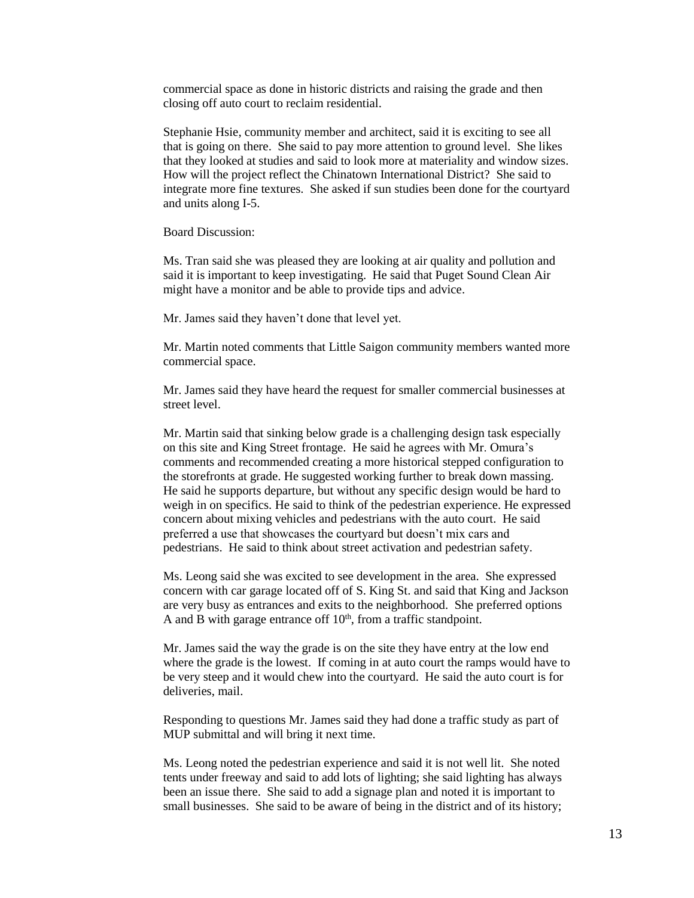commercial space as done in historic districts and raising the grade and then closing off auto court to reclaim residential.

Stephanie Hsie, community member and architect, said it is exciting to see all that is going on there. She said to pay more attention to ground level. She likes that they looked at studies and said to look more at materiality and window sizes. How will the project reflect the Chinatown International District? She said to integrate more fine textures. She asked if sun studies been done for the courtyard and units along I-5.

Board Discussion:

Ms. Tran said she was pleased they are looking at air quality and pollution and said it is important to keep investigating. He said that Puget Sound Clean Air might have a monitor and be able to provide tips and advice.

Mr. James said they haven't done that level yet.

Mr. Martin noted comments that Little Saigon community members wanted more commercial space.

Mr. James said they have heard the request for smaller commercial businesses at street level.

Mr. Martin said that sinking below grade is a challenging design task especially on this site and King Street frontage. He said he agrees with Mr. Omura's comments and recommended creating a more historical stepped configuration to the storefronts at grade. He suggested working further to break down massing. He said he supports departure, but without any specific design would be hard to weigh in on specifics. He said to think of the pedestrian experience. He expressed concern about mixing vehicles and pedestrians with the auto court. He said preferred a use that showcases the courtyard but doesn't mix cars and pedestrians. He said to think about street activation and pedestrian safety.

Ms. Leong said she was excited to see development in the area. She expressed concern with car garage located off of S. King St. and said that King and Jackson are very busy as entrances and exits to the neighborhood. She preferred options A and B with garage entrance off 10th, from a traffic standpoint.

Mr. James said the way the grade is on the site they have entry at the low end where the grade is the lowest. If coming in at auto court the ramps would have to be very steep and it would chew into the courtyard. He said the auto court is for deliveries, mail.

Responding to questions Mr. James said they had done a traffic study as part of MUP submittal and will bring it next time.

Ms. Leong noted the pedestrian experience and said it is not well lit. She noted tents under freeway and said to add lots of lighting; she said lighting has always been an issue there. She said to add a signage plan and noted it is important to small businesses. She said to be aware of being in the district and of its history;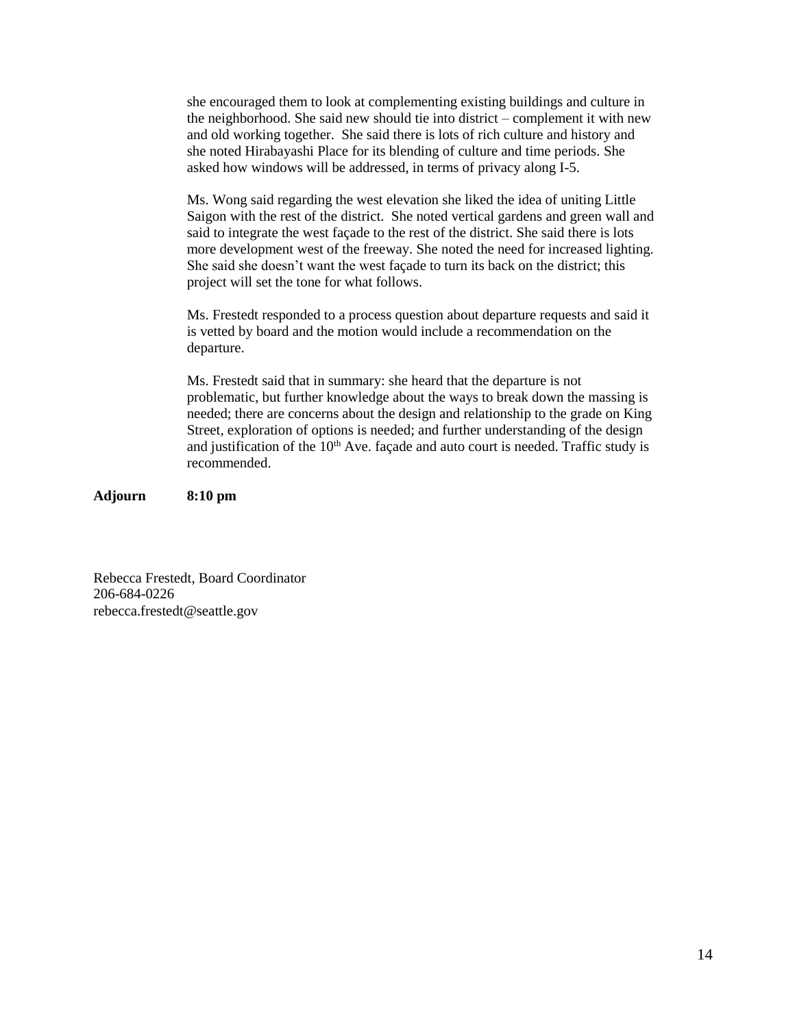she encouraged them to look at complementing existing buildings and culture in the neighborhood. She said new should tie into district – complement it with new and old working together. She said there is lots of rich culture and history and she noted Hirabayashi Place for its blending of culture and time periods. She asked how windows will be addressed, in terms of privacy along I-5.

Ms. Wong said regarding the west elevation she liked the idea of uniting Little Saigon with the rest of the district. She noted vertical gardens and green wall and said to integrate the west façade to the rest of the district. She said there is lots more development west of the freeway. She noted the need for increased lighting. She said she doesn't want the west façade to turn its back on the district; this project will set the tone for what follows.

Ms. Frestedt responded to a process question about departure requests and said it is vetted by board and the motion would include a recommendation on the departure.

Ms. Frestedt said that in summary: she heard that the departure is not problematic, but further knowledge about the ways to break down the massing is needed; there are concerns about the design and relationship to the grade on King Street, exploration of options is needed; and further understanding of the design and justification of the 10th Ave. façade and auto court is needed. Traffic study is recommended.

**Adjourn 8:10 pm**

Rebecca Frestedt, Board Coordinator
206-684-0226
rebecca.frestedt@seattle.gov